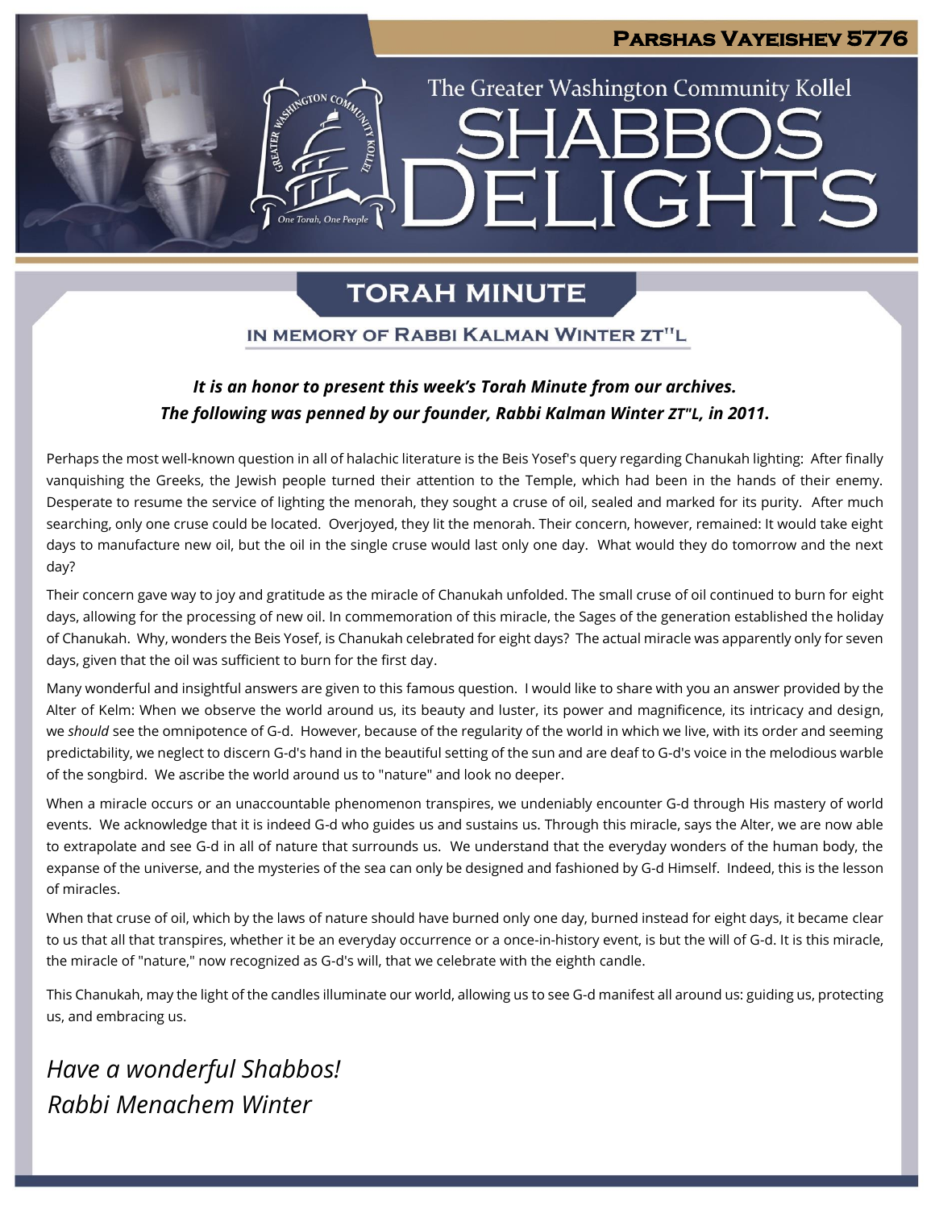# The Greater Washington Community Kollel SHABBOS DELIGHTS

**PARSHAS VAYEISHEV 5776**

## TORAH MINUTE

### IN MEMORY OF RABBI KALMAN WINTER ZT"L

***It is an honor to present this week's Torah Minute from our archives. The following was penned by our founder, Rabbi Kalman Winter ZT"L, in 2011.***

Perhaps the most well-known question in all of halachic literature is the Beis Yosef's query regarding Chanukah lighting: After finally vanquishing the Greeks, the Jewish people turned their attention to the Temple, which had been in the hands of their enemy. Desperate to resume the service of lighting the menorah, they sought a cruse of oil, sealed and marked for its purity. After much searching, only one cruse could be located. Overjoyed, they lit the menorah. Their concern, however, remained: It would take eight days to manufacture new oil, but the oil in the single cruse would last only one day. What would they do tomorrow and the next day?

Their concern gave way to joy and gratitude as the miracle of Chanukah unfolded. The small cruse of oil continued to burn for eight days, allowing for the processing of new oil. In commemoration of this miracle, the Sages of the generation established the holiday of Chanukah. Why, wonders the Beis Yosef, is Chanukah celebrated for eight days? The actual miracle was apparently only for seven days, given that the oil was sufficient to burn for the first day.

Many wonderful and insightful answers are given to this famous question. I would like to share with you an answer provided by the Alter of Kelm: When we observe the world around us, its beauty and luster, its power and magnificence, its intricacy and design, we *should* see the omnipotence of G-d. However, because of the regularity of the world in which we live, with its order and seeming predictability, we neglect to discern G-d's hand in the beautiful setting of the sun and are deaf to G-d's voice in the melodious warble of the songbird. We ascribe the world around us to "nature" and look no deeper.

When a miracle occurs or an unaccountable phenomenon transpires, we undeniably encounter G-d through His mastery of world events. We acknowledge that it is indeed G-d who guides us and sustains us. Through this miracle, says the Alter, we are now able to extrapolate and see G-d in all of nature that surrounds us. We understand that the everyday wonders of the human body, the expanse of the universe, and the mysteries of the sea can only be designed and fashioned by G-d Himself. Indeed, this is the lesson of miracles.

When that cruse of oil, which by the laws of nature should have burned only one day, burned instead for eight days, it became clear to us that all that transpires, whether it be an everyday occurrence or a once-in-history event, is but the will of G-d. It is this miracle, the miracle of "nature," now recognized as G-d's will, that we celebrate with the eighth candle.

This Chanukah, may the light of the candles illuminate our world, allowing us to see G-d manifest all around us: guiding us, protecting us, and embracing us.

*Have a wonderful Shabbos!*
*Rabbi Menachem Winter*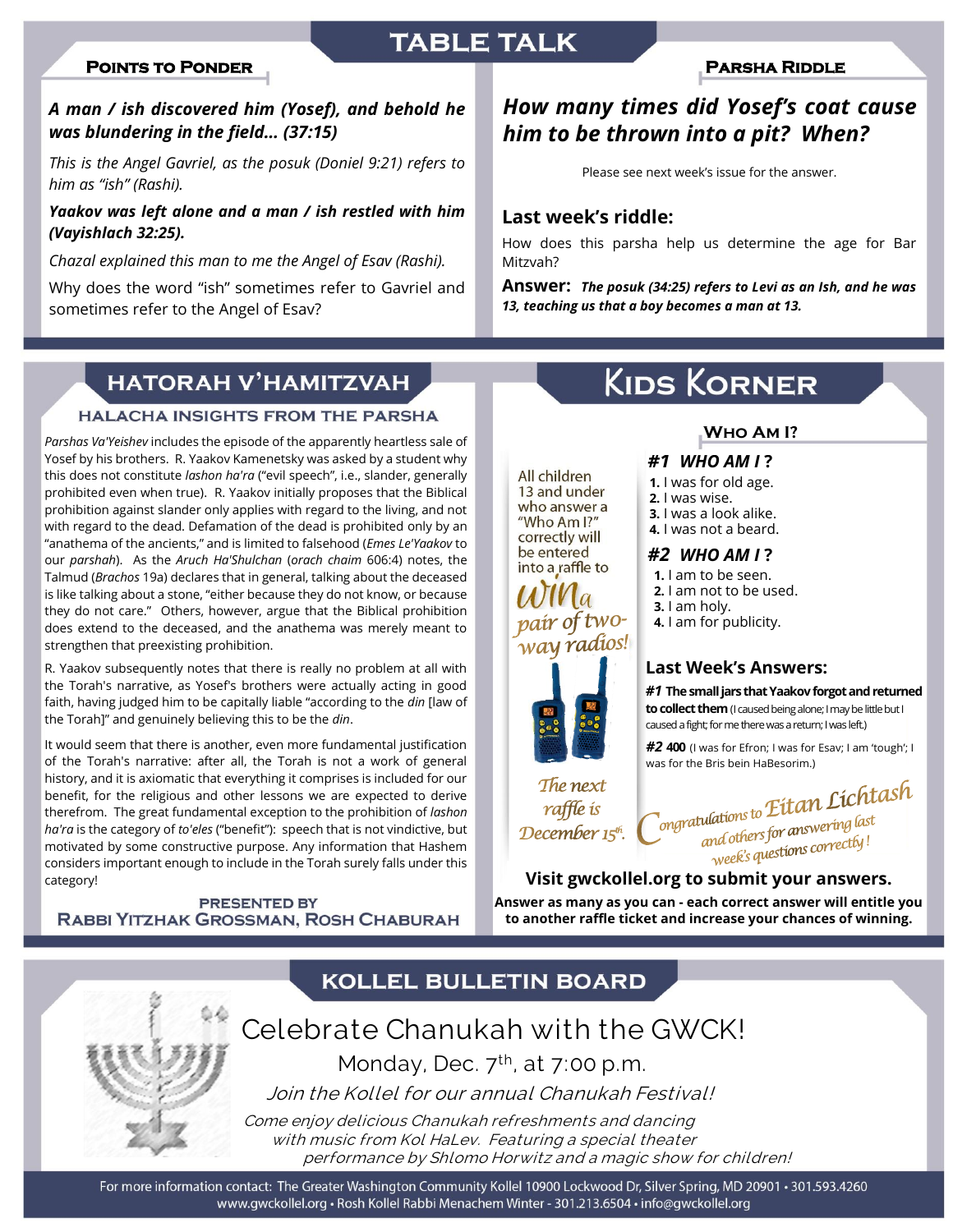# TABLE TALK

## Points to Ponder

***A man / ish discovered him (Yosef), and behold he was blundering in the field... (37:15)***

*This is the Angel Gavriel, as the posuk (Doniel 9:21) refers to him as "ish" (Rashi).*

***Yaakov was left alone and a man / ish restled with him (Vayishlach 32:25).***

*Chazal explained this man to me the Angel of Esav (Rashi).*

Why does the word "ish" sometimes refer to Gavriel and sometimes refer to the Angel of Esav?

## Parsha Riddle

***How many times did Yosef's coat cause him to be thrown into a pit? When?***

Please see next week's issue for the answer.

**Last week's riddle:**

How does this parsha help us determine the age for Bar Mitzvah?

**Answer:** ***The posuk (34:25) refers to Levi as an Ish, and he was 13, teaching us that a boy becomes a man at 13.***

# HATORAH V'HAMITZVAH

## HALACHA INSIGHTS FROM THE PARSHA

*Parshas Va'Yeishev* includes the episode of the apparently heartless sale of Yosef by his brothers. R. Yaakov Kamenetsky was asked by a student why this does not constitute *lashon ha'ra* ("evil speech", i.e., slander, generally prohibited even when true). R. Yaakov initially proposes that the Biblical prohibition against slander only applies with regard to the living, and not with regard to the dead. Defamation of the dead is prohibited only by an "anathema of the ancients," and is limited to falsehood (*Emes Le'Yaakov* to our *parshah*). As the *Aruch Ha'Shulchan* (*orach chaim* 606:4) notes, the Talmud (*Brachos* 19a) declares that in general, talking about the deceased is like talking about a stone, "either because they do not know, or because they do not care." Others, however, argue that the Biblical prohibition does extend to the deceased, and the anathema was merely meant to strengthen that preexisting prohibition.

R. Yaakov subsequently notes that there is really no problem at all with the Torah's narrative, as Yosef's brothers were actually acting in good faith, having judged him to be capitally liable "according to the *din* [law of the Torah]" and genuinely believing this to be the *din*.

It would seem that there is another, even more fundamental justification of the Torah's narrative: after all, the Torah is not a work of general history, and it is axiomatic that everything it comprises is included for our benefit, for the religious and other lessons we are expected to derive therefrom. The great fundamental exception to the prohibition of *lashon ha'ra* is the category of *to'eles* ("benefit"): speech that is not vindictive, but motivated by some constructive purpose. Any information that Hashem considers important enough to include in the Torah surely falls under this category!

PRESENTED BY
RABBI YITZHAK GROSSMAN, ROSH CHABURAH

# Kids Korner

## Who Am I?

### #1 WHO AM I ?

1. I was for old age.
2. I was wise.
3. I was a look alike.
4. I was not a beard.

### #2 WHO AM I ?

1. I am to be seen.
2. I am not to be used.
3. I am holy.
4. I am for publicity.

All children 13 and under who answer a "Who Am I?" correctly will be entered into a raffle to *win a pair of two-way radios!*

*The next raffle is December 15th.*

**Last Week's Answers:**

***#1* The small jars that Yaakov forgot and returned to collect them** (I caused being alone; I may be little but I caused a fight; for me there was a return; I was left.)

***#2* 400** (I was for Efron; I was for Esav; I am 'tough'; I was for the Bris bein HaBesorim.)

*Congratulations to Eitan Lichtash and others for answering last week's questions correctly!*

**Visit gwckollel.org to submit your answers.**

**Answer as many as you can - each correct answer will entitle you to another raffle ticket and increase your chances of winning.**

# KOLLEL BULLETIN BOARD

## Celebrate Chanukah with the GWCK!

Monday, Dec. 7th, at 7:00 p.m.

*Join the Kollel for our annual Chanukah Festival!*

*Come enjoy delicious Chanukah refreshments and dancing with music from Kol HaLev. Featuring a special theater performance by Shlomo Horwitz and a magic show for children!*

For more information contact: The Greater Washington Community Kollel 10900 Lockwood Dr, Silver Spring, MD 20901 • 301.593.4260
www.gwckollel.org • Rosh Kollel Rabbi Menachem Winter - 301.213.6504 • info@gwckollel.org